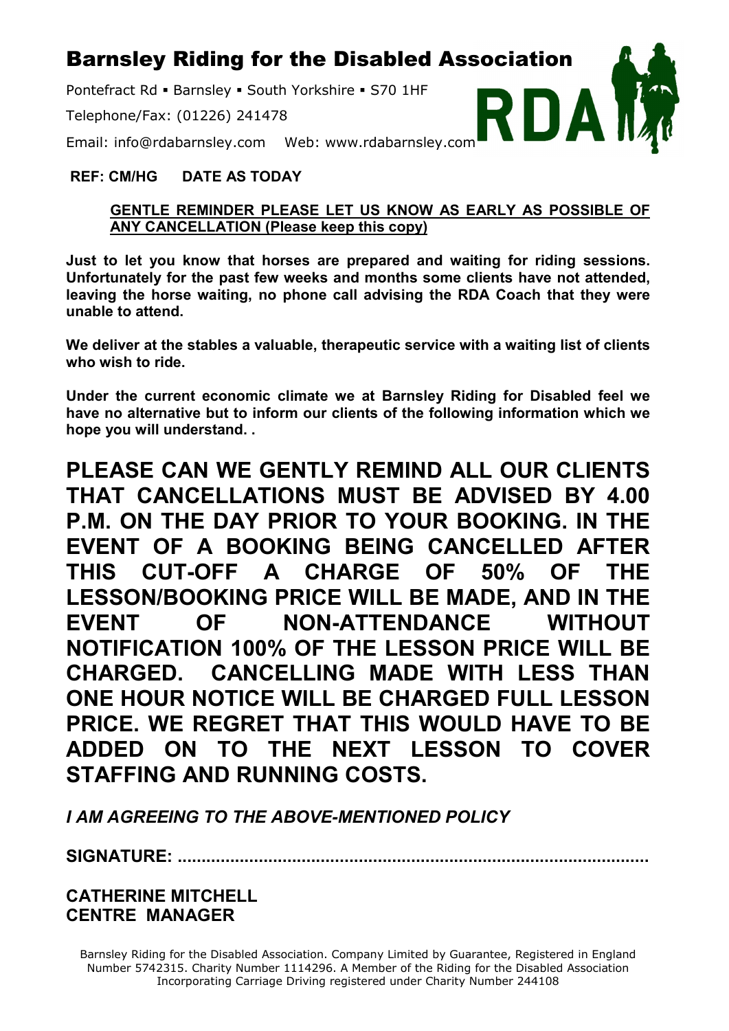# Barnsley Riding for the Disabled Association

Pontefract Rd ▪ Barnsley ▪ South Yorkshire ▪ S70 1HF

Telephone/Fax: (01226) 241478

Email: info@rdabarnsley.com Web: www.rdabarnsley.com

RDA

**REF: CM/HG DATE AS TODAY**

**GENTLE REMINDER PLEASE LET US KNOW AS EARLY AS POSSIBLE OF ANY CANCELLATION (Please keep this copy)**

**Just to let you know that horses are prepared and waiting for riding sessions. Unfortunately for the past few weeks and months some clients have not attended, leaving the horse waiting, no phone call advising the RDA Coach that they were unable to attend.**

**We deliver at the stables a valuable, therapeutic service with a waiting list of clients who wish to ride.**

**Under the current economic climate we at Barnsley Riding for Disabled feel we have no alternative but to inform our clients of the following information which we hope you will understand. .**

**PLEASE CAN WE GENTLY REMIND ALL OUR CLIENTS THAT CANCELLATIONS MUST BE ADVISED BY 4.00 P.M. ON THE DAY PRIOR TO YOUR BOOKING. IN THE EVENT OF A BOOKING BEING CANCELLED AFTER THIS CUT-OFF A CHARGE OF 50% OF THE LESSON/BOOKING PRICE WILL BE MADE, AND IN THE EVENT OF NON-ATTENDANCE WITHOUT NOTIFICATION 100% OF THE LESSON PRICE WILL BE CHARGED. CANCELLING MADE WITH LESS THAN ONE HOUR NOTICE WILL BE CHARGED FULL LESSON PRICE. WE REGRET THAT THIS WOULD HAVE TO BE ADDED ON TO THE NEXT LESSON TO COVER STAFFING AND RUNNING COSTS.**

***I AM AGREEING TO THE ABOVE-MENTIONED POLICY***

**SIGNATURE: ...............................................................................................**

**CATHERINE MITCHELL**
**CENTRE MANAGER**

Barnsley Riding for the Disabled Association. Company Limited by Guarantee, Registered in England Number 5742315. Charity Number 1114296. A Member of the Riding for the Disabled Association Incorporating Carriage Driving registered under Charity Number 244108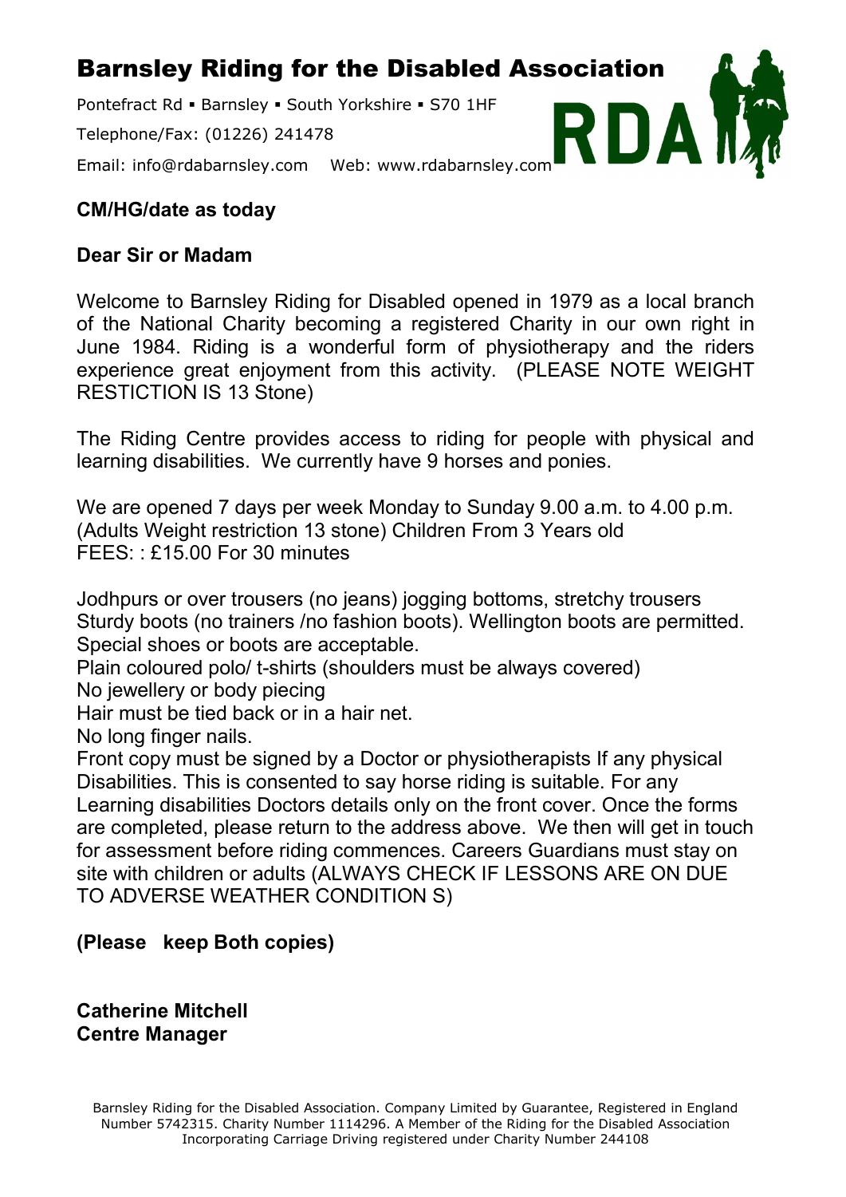# Barnsley Riding for the Disabled Association

Pontefract Rd ▪ Barnsley ▪ South Yorkshire ▪ S70 1HF

Telephone/Fax: (01226) 241478

Email: info@rdabarnsley.com Web: www.rdabarnsley.com

RDA

**CM/HG/date as today**

**Dear Sir or Madam**

Welcome to Barnsley Riding for Disabled opened in 1979 as a local branch of the National Charity becoming a registered Charity in our own right in June 1984. Riding is a wonderful form of physiotherapy and the riders experience great enjoyment from this activity. (PLEASE NOTE WEIGHT RESTICTION IS 13 Stone)

The Riding Centre provides access to riding for people with physical and learning disabilities. We currently have 9 horses and ponies.

We are opened 7 days per week Monday to Sunday 9.00 a.m. to 4.00 p.m.
(Adults Weight restriction 13 stone) Children From 3 Years old
FEES: : £15.00 For 30 minutes

Jodhpurs or over trousers (no jeans) jogging bottoms, stretchy trousers
Sturdy boots (no trainers /no fashion boots). Wellington boots are permitted.
Special shoes or boots are acceptable.
Plain coloured polo/ t-shirts (shoulders must be always covered)
No jewellery or body piecing
Hair must be tied back or in a hair net.
No long finger nails.
Front copy must be signed by a Doctor or physiotherapists If any physical Disabilities. This is consented to say horse riding is suitable. For any Learning disabilities Doctors details only on the front cover. Once the forms are completed, please return to the address above. We then will get in touch for assessment before riding commences. Careers Guardians must stay on site with children or adults (ALWAYS CHECK IF LESSONS ARE ON DUE TO ADVERSE WEATHER CONDITION S)

**(Please keep Both copies)**

**Catherine Mitchell**
**Centre Manager**

Barnsley Riding for the Disabled Association. Company Limited by Guarantee, Registered in England Number 5742315. Charity Number 1114296. A Member of the Riding for the Disabled Association Incorporating Carriage Driving registered under Charity Number 244108